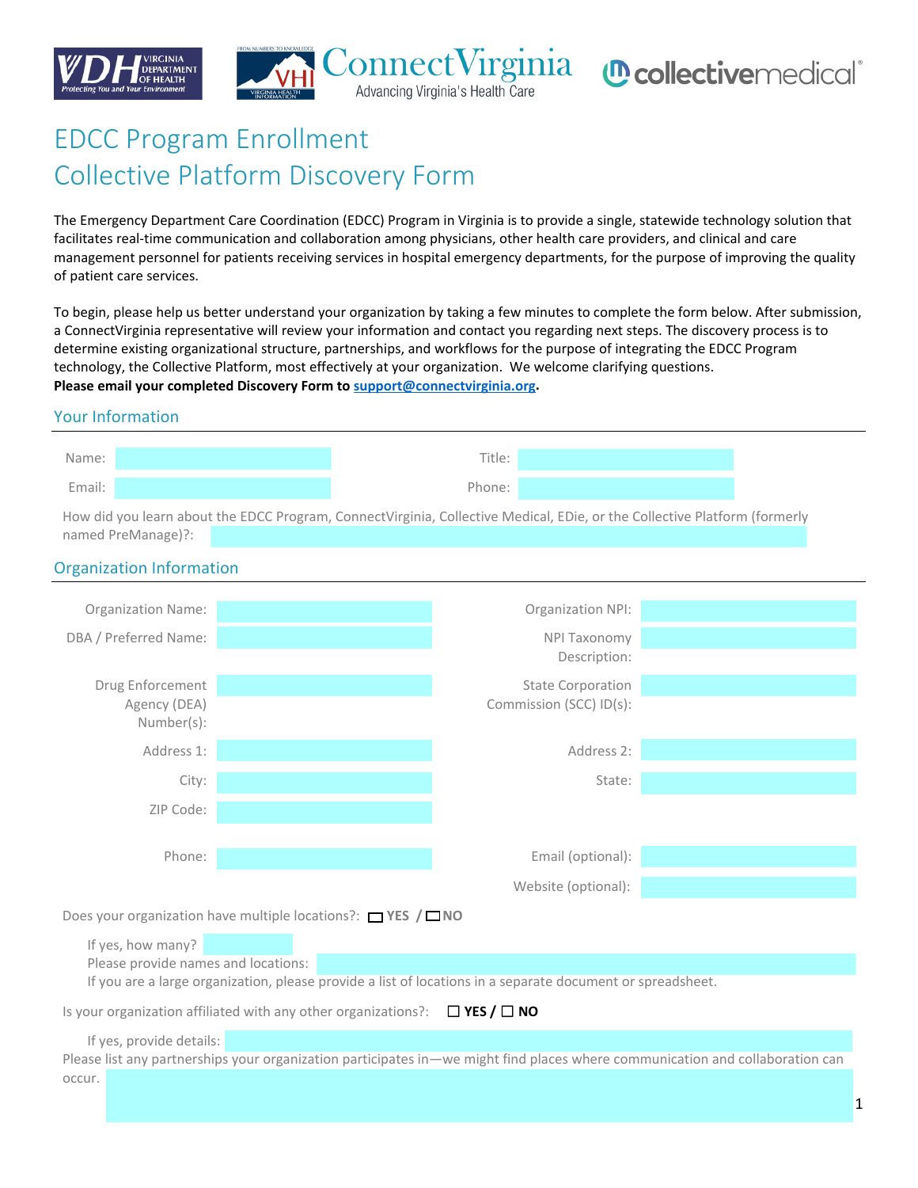# EDCC Program Enrollment
# Collective Platform Discovery Form

The Emergency Department Care Coordination (EDCC) Program in Virginia is to provide a single, statewide technology solution that facilitates real-time communication and collaboration among physicians, other health care providers, and clinical and care management personnel for patients receiving services in hospital emergency departments, for the purpose of improving the quality of patient care services.

To begin, please help us better understand your organization by taking a few minutes to complete the form below. After submission, a ConnectVirginia representative will review your information and contact you regarding next steps. The discovery process is to determine existing organizational structure, partnerships, and workflows for the purpose of integrating the EDCC Program technology, the Collective Platform, most effectively at your organization. We welcome clarifying questions.
**Please email your completed Discovery Form to support@connectvirginia.org.**

## Your Information

Name:

Title:

Email:

Phone:

How did you learn about the EDCC Program, ConnectVirginia, Collective Medical, EDie, or the Collective Platform (formerly named PreManage)?:

## Organization Information

Organization Name:

Organization NPI:

DBA / Preferred Name:

NPI Taxonomy Description:

Drug Enforcement Agency (DEA) Number(s):

State Corporation Commission (SCC) ID(s):

Address 1:

Address 2:

City:

State:

ZIP Code:

Phone:

Email (optional):

Website (optional):

Does your organization have multiple locations?: ☐ **YES** / ☐ **NO**

If yes, how many?
Please provide names and locations:
If you are a large organization, please provide a list of locations in a separate document or spreadsheet.

Is your organization affiliated with any other organizations?: ☐ **YES** / ☐ **NO**

If yes, provide details:

Please list any partnerships your organization participates in—we might find places where communication and collaboration can occur.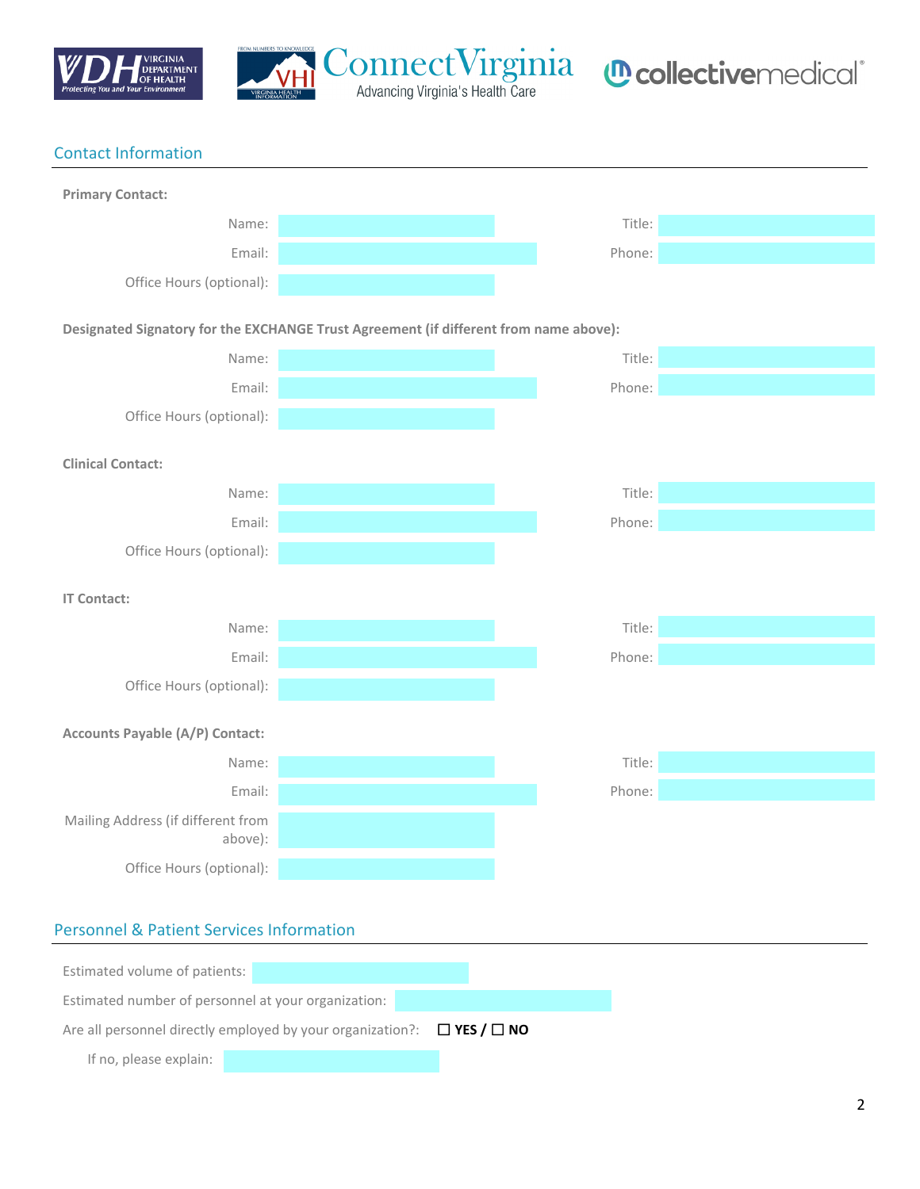## Contact Information

**Primary Contact:**

Name: ______ Title: ______

Email: ______ Phone: ______

Office Hours (optional): ______

**Designated Signatory for the EXCHANGE Trust Agreement (if different from name above):**

Name: ______ Title: ______

Email: ______ Phone: ______

Office Hours (optional): ______

**Clinical Contact:**

Name: ______ Title: ______

Email: ______ Phone: ______

Office Hours (optional): ______

**IT Contact:**

Name: ______ Title: ______

Email: ______ Phone: ______

Office Hours (optional): ______

**Accounts Payable (A/P) Contact:**

Name: ______ Title: ______

Email: ______ Phone: ______

Mailing Address (if different from above): ______

Office Hours (optional): ______

## Personnel & Patient Services Information

Estimated volume of patients: ______

Estimated number of personnel at your organization: ______

Are all personnel directly employed by your organization?: ☐ **YES** / ☐ **NO**

If no, please explain: ______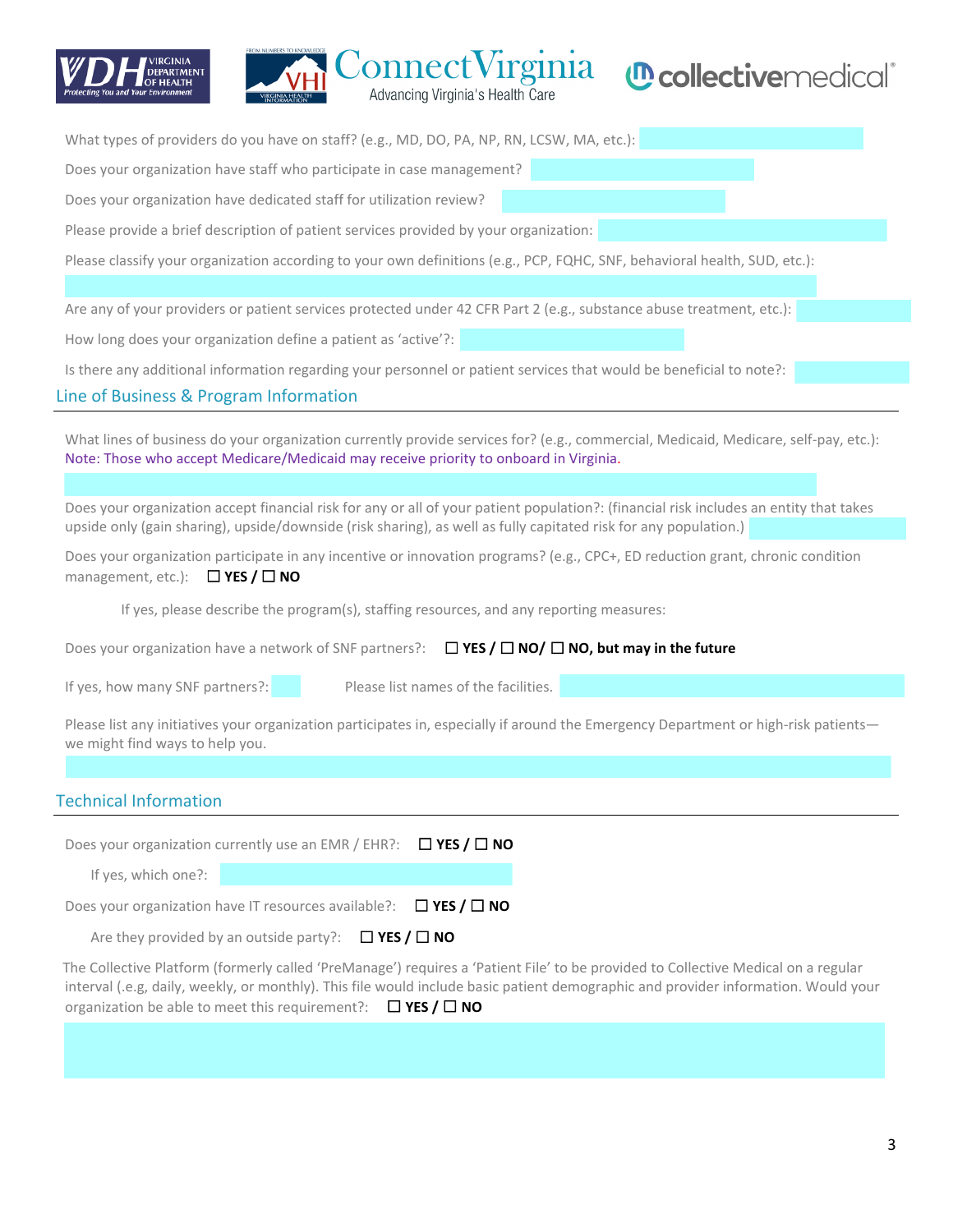What types of providers do you have on staff? (e.g., MD, DO, PA, NP, RN, LCSW, MA, etc.):

Does your organization have staff who participate in case management?

Does your organization have dedicated staff for utilization review?

Please provide a brief description of patient services provided by your organization:

Please classify your organization according to your own definitions (e.g., PCP, FQHC, SNF, behavioral health, SUD, etc.):

Are any of your providers or patient services protected under 42 CFR Part 2 (e.g., substance abuse treatment, etc.):

How long does your organization define a patient as 'active'?:

Is there any additional information regarding your personnel or patient services that would be beneficial to note?:

## Line of Business & Program Information

What lines of business do your organization currently provide services for? (e.g., commercial, Medicaid, Medicare, self-pay, etc.):
Note: Those who accept Medicare/Medicaid may receive priority to onboard in Virginia.

Does your organization accept financial risk for any or all of your patient population?: (financial risk includes an entity that takes upside only (gain sharing), upside/downside (risk sharing), as well as fully capitated risk for any population.)

Does your organization participate in any incentive or innovation programs? (e.g., CPC+, ED reduction grant, chronic condition management, etc.): ☐ **YES** / ☐ **NO**

If yes, please describe the program(s), staffing resources, and any reporting measures:

Does your organization have a network of SNF partners?: ☐ **YES** / ☐ **NO**/ ☐ **NO, but may in the future**

If yes, how many SNF partners?: Please list names of the facilities.

Please list any initiatives your organization participates in, especially if around the Emergency Department or high-risk patients—we might find ways to help you.

## Technical Information

Does your organization currently use an EMR / EHR?: ☐ **YES** / ☐ **NO**

If yes, which one?:

Does your organization have IT resources available?: ☐ **YES** / ☐ **NO**

Are they provided by an outside party?: ☐ **YES** / ☐ **NO**

The Collective Platform (formerly called 'PreManage') requires a 'Patient File' to be provided to Collective Medical on a regular interval (.e.g, daily, weekly, or monthly). This file would include basic patient demographic and provider information. Would your organization be able to meet this requirement?: ☐ **YES** / ☐ **NO**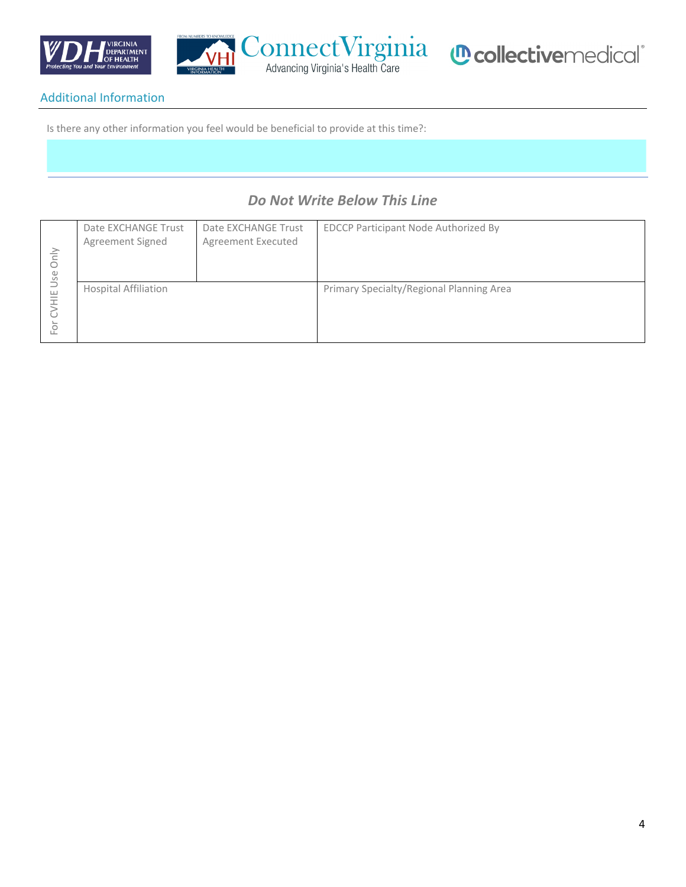## Additional Information

Is there any other information you feel would be beneficial to provide at this time?:

### *Do Not Write Below This Line*

| | | | |
|---|---|---|---|
| For CVHIE Use Only | Date EXCHANGE Trust Agreement Signed | Date EXCHANGE Trust Agreement Executed | EDCCP Participant Node Authorized By |
| | Hospital Affiliation | | Primary Specialty/Regional Planning Area |